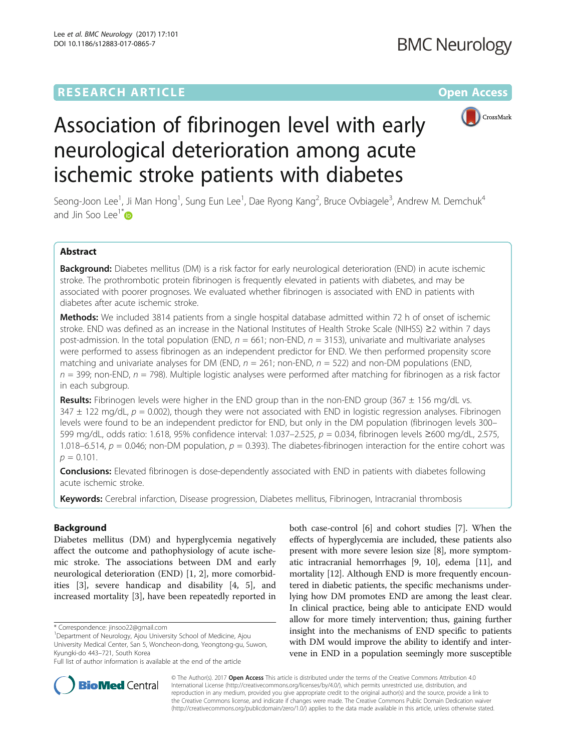RESEARCH ARTICLE

Open Access

# Association of fibrinogen level with early neurological deterioration among acute ischemic stroke patients with diabetes

Seong-Joon Lee[1], Ji Man Hong[1], Sung Eun Lee[1], Dae Ryong Kang[2], Bruce Ovbiagele[3], Andrew M. Demchuk[4] and Jin Soo Lee[1*]

## Abstract

**Background:** Diabetes mellitus (DM) is a risk factor for early neurological deterioration (END) in acute ischemic stroke. The prothrombotic protein fibrinogen is frequently elevated in patients with diabetes, and may be associated with poorer prognoses. We evaluated whether fibrinogen is associated with END in patients with diabetes after acute ischemic stroke.

**Methods:** We included 3814 patients from a single hospital database admitted within 72 h of onset of ischemic stroke. END was defined as an increase in the National Institutes of Health Stroke Scale (NIHSS) ≥2 within 7 days post-admission. In the total population (END, $n = 661$; non-END, $n = 3153$), univariate and multivariate analyses were performed to assess fibrinogen as an independent predictor for END. We then performed propensity score matching and univariate analyses for DM (END, $n = 261$; non-END, $n = 522$) and non-DM populations (END, $n = 399$; non-END, $n = 798$). Multiple logistic analyses were performed after matching for fibrinogen as a risk factor in each subgroup.

**Results:** Fibrinogen levels were higher in the END group than in the non-END group (367 ± 156 mg/dL vs. 347 ± 122 mg/dL, $p = 0.002$), though they were not associated with END in logistic regression analyses. Fibrinogen levels were found to be an independent predictor for END, but only in the DM population (fibrinogen levels 300–599 mg/dL, odds ratio: 1.618, 95% confidence interval: 1.037–2.525, $p = 0.034$, fibrinogen levels ≥600 mg/dL, 2.575, 1.018–6.514, $p = 0.046$; non-DM population, $p = 0.393$). The diabetes-fibrinogen interaction for the entire cohort was $p = 0.101$.

**Conclusions:** Elevated fibrinogen is dose-dependently associated with END in patients with diabetes following acute ischemic stroke.

**Keywords:** Cerebral infarction, Disease progression, Diabetes mellitus, Fibrinogen, Intracranial thrombosis

## Background

Diabetes mellitus (DM) and hyperglycemia negatively affect the outcome and pathophysiology of acute ischemic stroke. The associations between DM and early neurological deterioration (END) [1, 2], more comorbidities [3], severe handicap and disability [4, 5], and increased mortality [3], have been repeatedly reported in both case-control [6] and cohort studies [7]. When the effects of hyperglycemia are included, these patients also present with more severe lesion size [8], more symptomatic intracranial hemorrhages [9, 10], edema [11], and mortality [12]. Although END is more frequently encountered in diabetic patients, the specific mechanisms underlying how DM promotes END are among the least clear. In clinical practice, being able to anticipate END would allow for more timely intervention; thus, gaining further insight into the mechanisms of END specific to patients with DM would improve the ability to identify and intervene in END in a population seemingly more susceptible

\* Correspondence: jinsoo22@gmail.com
[1]Department of Neurology, Ajou University School of Medicine, Ajou University Medical Center, San 5, Woncheon-dong, Yeongtong-gu, Suwon, Kyungki-do 443–721, South Korea
Full list of author information is available at the end of the article

© The Author(s). 2017 **Open Access** This article is distributed under the terms of the Creative Commons Attribution 4.0 International License (http://creativecommons.org/licenses/by/4.0/), which permits unrestricted use, distribution, and reproduction in any medium, provided you give appropriate credit to the original author(s) and the source, provide a link to the Creative Commons license, and indicate if changes were made. The Creative Commons Public Domain Dedication waiver (http://creativecommons.org/publicdomain/zero/1.0/) applies to the data made available in this article, unless otherwise stated.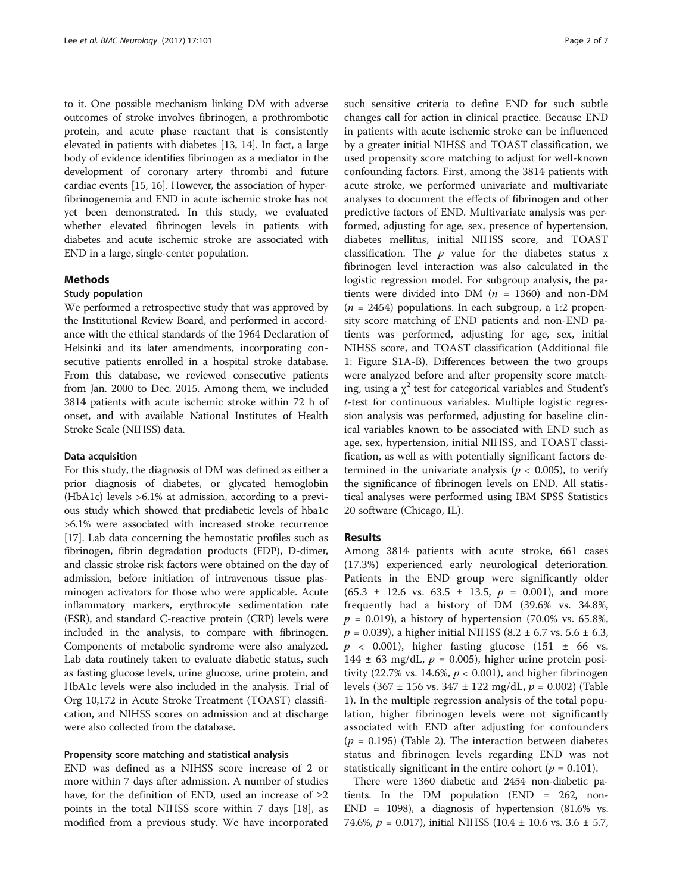to it. One possible mechanism linking DM with adverse outcomes of stroke involves fibrinogen, a prothrombotic protein, and acute phase reactant that is consistently elevated in patients with diabetes [13, 14]. In fact, a large body of evidence identifies fibrinogen as a mediator in the development of coronary artery thrombi and future cardiac events [15, 16]. However, the association of hyperfibrinogenemia and END in acute ischemic stroke has not yet been demonstrated. In this study, we evaluated whether elevated fibrinogen levels in patients with diabetes and acute ischemic stroke are associated with END in a large, single-center population.

## Methods

### Study population

We performed a retrospective study that was approved by the Institutional Review Board, and performed in accordance with the ethical standards of the 1964 Declaration of Helsinki and its later amendments, incorporating consecutive patients enrolled in a hospital stroke database. From this database, we reviewed consecutive patients from Jan. 2000 to Dec. 2015. Among them, we included 3814 patients with acute ischemic stroke within 72 h of onset, and with available National Institutes of Health Stroke Scale (NIHSS) data.

### Data acquisition

For this study, the diagnosis of DM was defined as either a prior diagnosis of diabetes, or glycated hemoglobin (HbA1c) levels >6.1% at admission, according to a previous study which showed that prediabetic levels of hba1c >6.1% were associated with increased stroke recurrence [17]. Lab data concerning the hemostatic profiles such as fibrinogen, fibrin degradation products (FDP), D-dimer, and classic stroke risk factors were obtained on the day of admission, before initiation of intravenous tissue plasminogen activators for those who were applicable. Acute inflammatory markers, erythrocyte sedimentation rate (ESR), and standard C-reactive protein (CRP) levels were included in the analysis, to compare with fibrinogen. Components of metabolic syndrome were also analyzed. Lab data routinely taken to evaluate diabetic status, such as fasting glucose levels, urine glucose, urine protein, and HbA1c levels were also included in the analysis. Trial of Org 10,172 in Acute Stroke Treatment (TOAST) classification, and NIHSS scores on admission and at discharge were also collected from the database.

### Propensity score matching and statistical analysis

END was defined as a NIHSS score increase of 2 or more within 7 days after admission. A number of studies have, for the definition of END, used an increase of ≥2 points in the total NIHSS score within 7 days [18], as modified from a previous study. We have incorporated such sensitive criteria to define END for such subtle changes call for action in clinical practice. Because END in patients with acute ischemic stroke can be influenced by a greater initial NIHSS and TOAST classification, we used propensity score matching to adjust for well-known confounding factors. First, among the 3814 patients with acute stroke, we performed univariate and multivariate analyses to document the effects of fibrinogen and other predictive factors of END. Multivariate analysis was performed, adjusting for age, sex, presence of hypertension, diabetes mellitus, initial NIHSS score, and TOAST classification. The $p$ value for the diabetes status x fibrinogen level interaction was also calculated in the logistic regression model. For subgroup analysis, the patients were divided into DM ($n$ = 1360) and non-DM ($n$ = 2454) populations. In each subgroup, a 1:2 propensity score matching of END patients and non-END patients was performed, adjusting for age, sex, initial NIHSS score, and TOAST classification (Additional file 1: Figure S1A-B). Differences between the two groups were analyzed before and after propensity score matching, using a $\chi^2$ test for categorical variables and Student's $t$-test for continuous variables. Multiple logistic regression analysis was performed, adjusting for baseline clinical variables known to be associated with END such as age, sex, hypertension, initial NIHSS, and TOAST classification, as well as with potentially significant factors determined in the univariate analysis ($p < 0.005$), to verify the significance of fibrinogen levels on END. All statistical analyses were performed using IBM SPSS Statistics 20 software (Chicago, IL).

## Results

Among 3814 patients with acute stroke, 661 cases (17.3%) experienced early neurological deterioration. Patients in the END group were significantly older (65.3 ± 12.6 vs. 63.5 ± 13.5, $p$ = 0.001), and more frequently had a history of DM (39.6% vs. 34.8%, $p$ = 0.019), a history of hypertension (70.0% vs. 65.8%, $p$ = 0.039), a higher initial NIHSS (8.2 ± 6.7 vs. 5.6 ± 6.3, $p$ < 0.001), higher fasting glucose (151 ± 66 vs. 144 ± 63 mg/dL, $p$ = 0.005), higher urine protein positivity (22.7% vs. 14.6%, $p$ < 0.001), and higher fibrinogen levels (367 ± 156 vs. 347 ± 122 mg/dL, $p$ = 0.002) (Table 1). In the multiple regression analysis of the total population, higher fibrinogen levels were not significantly associated with END after adjusting for confounders ($p$ = 0.195) (Table 2). The interaction between diabetes status and fibrinogen levels regarding END was not statistically significant in the entire cohort ($p$ = 0.101).

There were 1360 diabetic and 2454 non-diabetic patients. In the DM population (END = 262, non-END = 1098), a diagnosis of hypertension (81.6% vs. 74.6%, $p$ = 0.017), initial NIHSS (10.4 ± 10.6 vs. 3.6 ± 5.7,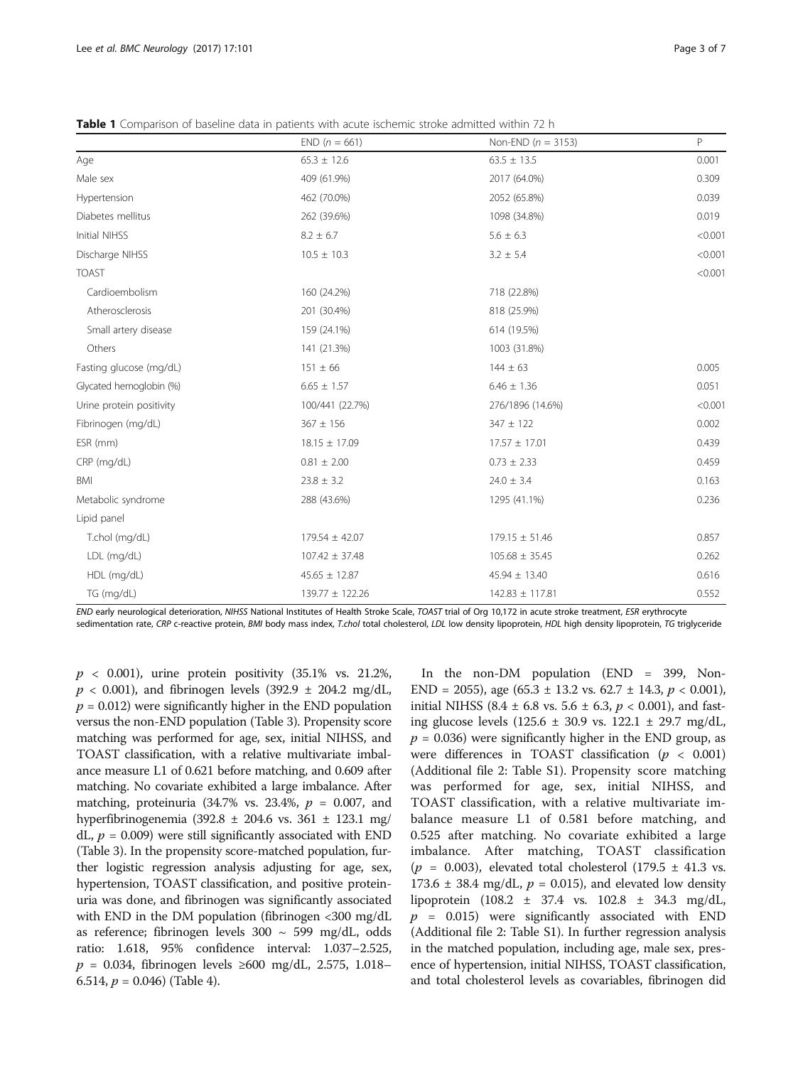**Table 1** Comparison of baseline data in patients with acute ischemic stroke admitted within 72 h

| | END (n = 661) | Non-END (n = 3153) | P |
|---|---|---|---|
| Age | 65.3 ± 12.6 | 63.5 ± 13.5 | 0.001 |
| Male sex | 409 (61.9%) | 2017 (64.0%) | 0.309 |
| Hypertension | 462 (70.0%) | 2052 (65.8%) | 0.039 |
| Diabetes mellitus | 262 (39.6%) | 1098 (34.8%) | 0.019 |
| Initial NIHSS | 8.2 ± 6.7 | 5.6 ± 6.3 | <0.001 |
| Discharge NIHSS | 10.5 ± 10.3 | 3.2 ± 5.4 | <0.001 |
| TOAST | | | <0.001 |
| Cardioembolism | 160 (24.2%) | 718 (22.8%) | |
| Atherosclerosis | 201 (30.4%) | 818 (25.9%) | |
| Small artery disease | 159 (24.1%) | 614 (19.5%) | |
| Others | 141 (21.3%) | 1003 (31.8%) | |
| Fasting glucose (mg/dL) | 151 ± 66 | 144 ± 63 | 0.005 |
| Glycated hemoglobin (%) | 6.65 ± 1.57 | 6.46 ± 1.36 | 0.051 |
| Urine protein positivity | 100/441 (22.7%) | 276/1896 (14.6%) | <0.001 |
| Fibrinogen (mg/dL) | 367 ± 156 | 347 ± 122 | 0.002 |
| ESR (mm) | 18.15 ± 17.09 | 17.57 ± 17.01 | 0.439 |
| CRP (mg/dL) | 0.81 ± 2.00 | 0.73 ± 2.33 | 0.459 |
| BMI | 23.8 ± 3.2 | 24.0 ± 3.4 | 0.163 |
| Metabolic syndrome | 288 (43.6%) | 1295 (41.1%) | 0.236 |
| Lipid panel | | | |
| T.chol (mg/dL) | 179.54 ± 42.07 | 179.15 ± 51.46 | 0.857 |
| LDL (mg/dL) | 107.42 ± 37.48 | 105.68 ± 35.45 | 0.262 |
| HDL (mg/dL) | 45.65 ± 12.87 | 45.94 ± 13.40 | 0.616 |
| TG (mg/dL) | 139.77 ± 122.26 | 142.83 ± 117.81 | 0.552 |

*END* early neurological deterioration, *NIHSS* National Institutes of Health Stroke Scale, *TOAST* trial of Org 10,172 in acute stroke treatment, *ESR* erythrocyte sedimentation rate, *CRP* c-reactive protein, *BMI* body mass index, *T.chol* total cholesterol, *LDL* low density lipoprotein, *HDL* high density lipoprotein, *TG* triglyceride

$p < 0.001$), urine protein positivity (35.1% vs. 21.2%, $p < 0.001$), and fibrinogen levels (392.9 ± 204.2 mg/dL, $p = 0.012$) were significantly higher in the END population versus the non-END population (Table 3). Propensity score matching was performed for age, sex, initial NIHSS, and TOAST classification, with a relative multivariate imbalance measure L1 of 0.621 before matching, and 0.609 after matching. No covariate exhibited a large imbalance. After matching, proteinuria (34.7% vs. 23.4%, $p = 0.007$, and hyperfibrinogenemia (392.8 ± 204.6 vs. 361 ± 123.1 mg/dL, $p = 0.009$) were still significantly associated with END (Table 3). In the propensity score-matched population, further logistic regression analysis adjusting for age, sex, hypertension, TOAST classification, and positive proteinuria was done, and fibrinogen was significantly associated with END in the DM population (fibrinogen <300 mg/dL as reference; fibrinogen levels 300 ~ 599 mg/dL, odds ratio: 1.618, 95% confidence interval: 1.037–2.525, $p = 0.034$, fibrinogen levels ≥600 mg/dL, 2.575, 1.018–6.514, $p = 0.046$) (Table 4).

In the non-DM population (END = 399, Non-END = 2055), age (65.3 ± 13.2 vs. 62.7 ± 14.3, $p < 0.001$), initial NIHSS (8.4 ± 6.8 vs. 5.6 ± 6.3, $p < 0.001$), and fasting glucose levels (125.6 ± 30.9 vs. 122.1 ± 29.7 mg/dL, $p = 0.036$) were significantly higher in the END group, as were differences in TOAST classification ($p < 0.001$) (Additional file 2: Table S1). Propensity score matching was performed for age, sex, initial NIHSS, and TOAST classification, with a relative multivariate imbalance measure L1 of 0.581 before matching, and 0.525 after matching. No covariate exhibited a large imbalance. After matching, TOAST classification ($p = 0.003$), elevated total cholesterol (179.5 ± 41.3 vs. 173.6 ± 38.4 mg/dL, $p = 0.015$), and elevated low density lipoprotein (108.2 ± 37.4 vs. 102.8 ± 34.3 mg/dL, $p = 0.015$) were significantly associated with END (Additional file 2: Table S1). In further regression analysis in the matched population, including age, male sex, presence of hypertension, initial NIHSS, TOAST classification, and total cholesterol levels as covariables, fibrinogen did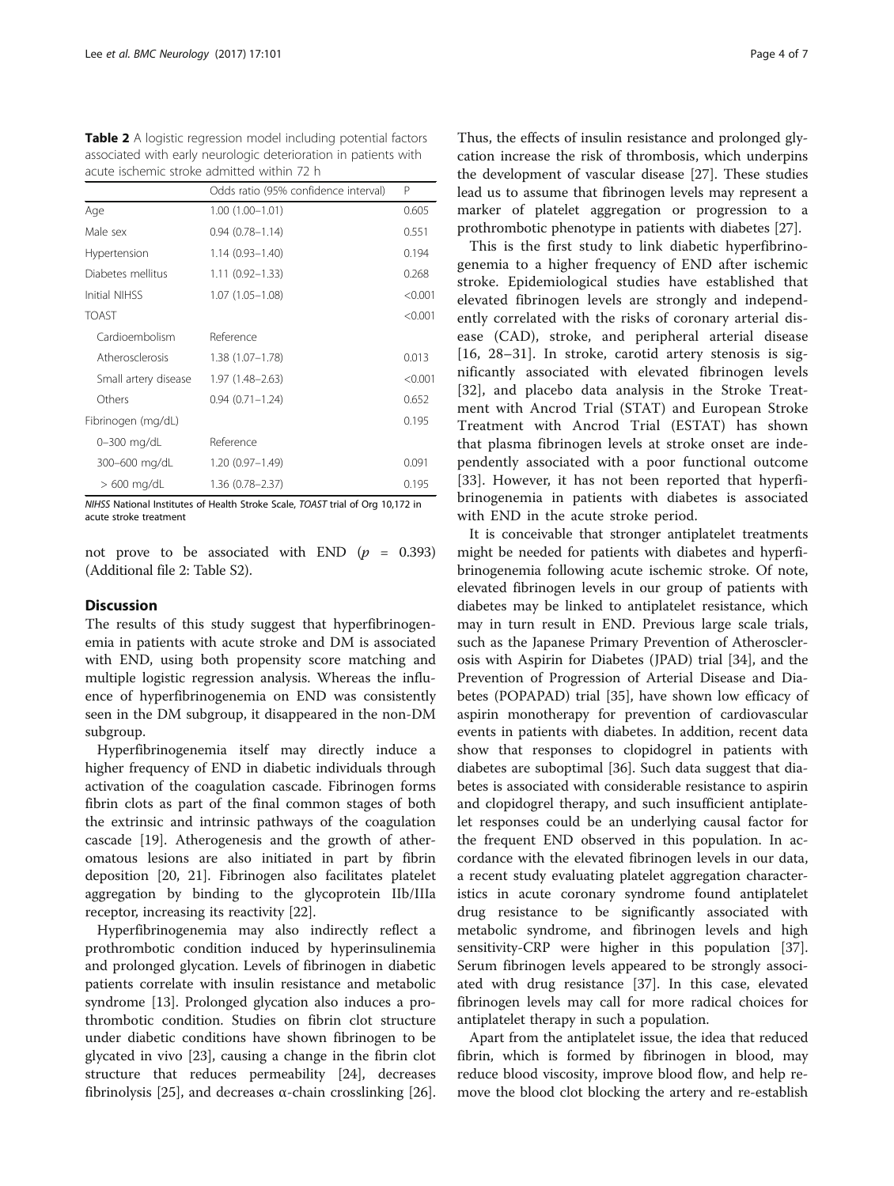**Table 2** A logistic regression model including potential factors associated with early neurologic deterioration in patients with acute ischemic stroke admitted within 72 h

| | Odds ratio (95% confidence interval) | P |
|---|---|---|
| Age | 1.00 (1.00–1.01) | 0.605 |
| Male sex | 0.94 (0.78–1.14) | 0.551 |
| Hypertension | 1.14 (0.93–1.40) | 0.194 |
| Diabetes mellitus | 1.11 (0.92–1.33) | 0.268 |
| Initial NIHSS | 1.07 (1.05–1.08) | <0.001 |
| TOAST | | <0.001 |
| Cardioembolism | Reference | |
| Atherosclerosis | 1.38 (1.07–1.78) | 0.013 |
| Small artery disease | 1.97 (1.48–2.63) | <0.001 |
| Others | 0.94 (0.71–1.24) | 0.652 |
| Fibrinogen (mg/dL) | | 0.195 |
| 0–300 mg/dL | Reference | |
| 300–600 mg/dL | 1.20 (0.97–1.49) | 0.091 |
| > 600 mg/dL | 1.36 (0.78–2.37) | 0.195 |

*NIHSS* National Institutes of Health Stroke Scale, *TOAST* trial of Org 10,172 in acute stroke treatment

not prove to be associated with END ($p$ = 0.393) (Additional file 2: Table S2).

## Discussion

The results of this study suggest that hyperfibrinogenemia in patients with acute stroke and DM is associated with END, using both propensity score matching and multiple logistic regression analysis. Whereas the influence of hyperfibrinogenemia on END was consistently seen in the DM subgroup, it disappeared in the non-DM subgroup.

Hyperfibrinogenemia itself may directly induce a higher frequency of END in diabetic individuals through activation of the coagulation cascade. Fibrinogen forms fibrin clots as part of the final common stages of both the extrinsic and intrinsic pathways of the coagulation cascade [19]. Atherogenesis and the growth of atheromatous lesions are also initiated in part by fibrin deposition [20, 21]. Fibrinogen also facilitates platelet aggregation by binding to the glycoprotein IIb/IIIa receptor, increasing its reactivity [22].

Hyperfibrinogenemia may also indirectly reflect a prothrombotic condition induced by hyperinsulinemia and prolonged glycation. Levels of fibrinogen in diabetic patients correlate with insulin resistance and metabolic syndrome [13]. Prolonged glycation also induces a prothrombotic condition. Studies on fibrin clot structure under diabetic conditions have shown fibrinogen to be glycated in vivo [23], causing a change in the fibrin clot structure that reduces permeability [24], decreases fibrinolysis [25], and decreases α-chain crosslinking [26]. Thus, the effects of insulin resistance and prolonged glycation increase the risk of thrombosis, which underpins the development of vascular disease [27]. These studies lead us to assume that fibrinogen levels may represent a marker of platelet aggregation or progression to a prothrombotic phenotype in patients with diabetes [27].

This is the first study to link diabetic hyperfibrinogenemia to a higher frequency of END after ischemic stroke. Epidemiological studies have established that elevated fibrinogen levels are strongly and independently correlated with the risks of coronary arterial disease (CAD), stroke, and peripheral arterial disease [16, 28–31]. In stroke, carotid artery stenosis is significantly associated with elevated fibrinogen levels [32], and placebo data analysis in the Stroke Treatment with Ancrod Trial (STAT) and European Stroke Treatment with Ancrod Trial (ESTAT) has shown that plasma fibrinogen levels at stroke onset are independently associated with a poor functional outcome [33]. However, it has not been reported that hyperfibrinogenemia in patients with diabetes is associated with END in the acute stroke period.

It is conceivable that stronger antiplatelet treatments might be needed for patients with diabetes and hyperfibrinogenemia following acute ischemic stroke. Of note, elevated fibrinogen levels in our group of patients with diabetes may be linked to antiplatelet resistance, which may in turn result in END. Previous large scale trials, such as the Japanese Primary Prevention of Atherosclerosis with Aspirin for Diabetes (JPAD) trial [34], and the Prevention of Progression of Arterial Disease and Diabetes (POPAPAD) trial [35], have shown low efficacy of aspirin monotherapy for prevention of cardiovascular events in patients with diabetes. In addition, recent data show that responses to clopidogrel in patients with diabetes are suboptimal [36]. Such data suggest that diabetes is associated with considerable resistance to aspirin and clopidogrel therapy, and such insufficient antiplatelet responses could be an underlying causal factor for the frequent END observed in this population. In accordance with the elevated fibrinogen levels in our data, a recent study evaluating platelet aggregation characteristics in acute coronary syndrome found antiplatelet drug resistance to be significantly associated with metabolic syndrome, and fibrinogen levels and high sensitivity-CRP were higher in this population [37]. Serum fibrinogen levels appeared to be strongly associated with drug resistance [37]. In this case, elevated fibrinogen levels may call for more radical choices for antiplatelet therapy in such a population.

Apart from the antiplatelet issue, the idea that reduced fibrin, which is formed by fibrinogen in blood, may reduce blood viscosity, improve blood flow, and help remove the blood clot blocking the artery and re-establish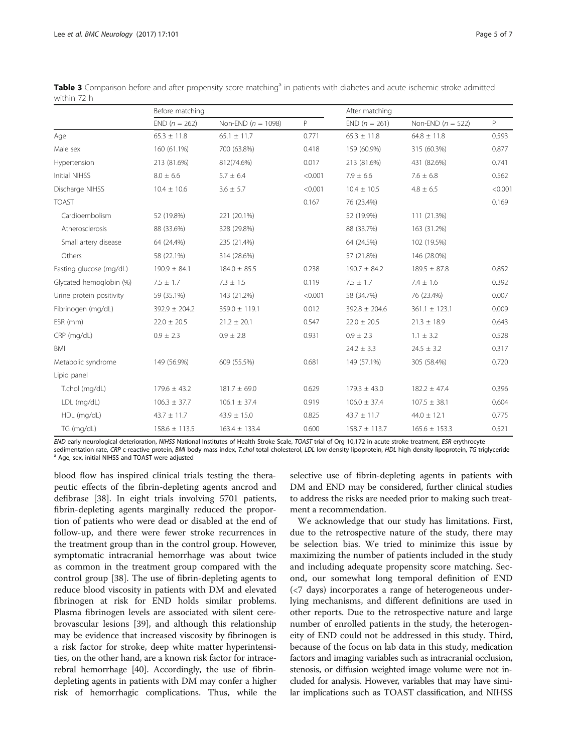**Table 3** Comparison before and after propensity score matching[a] in patients with diabetes and acute ischemic stroke admitted within 72 h

| | Before matching | | | After matching | | |
|---|---|---|---|---|---|---|
| | END (*n* = 262) | Non-END (*n* = 1098) | P | END (*n* = 261) | Non-END (*n* = 522) | P |
| Age | 65.3 ± 11.8 | 65.1 ± 11.7 | 0.771 | 65.3 ± 11.8 | 64.8 ± 11.8 | 0.593 |
| Male sex | 160 (61.1%) | 700 (63.8%) | 0.418 | 159 (60.9%) | 315 (60.3%) | 0.877 |
| Hypertension | 213 (81.6%) | 812(74.6%) | 0.017 | 213 (81.6%) | 431 (82.6%) | 0.741 |
| Initial NIHSS | 8.0 ± 6.6 | 5.7 ± 6.4 | <0.001 | 7.9 ± 6.6 | 7.6 ± 6.8 | 0.562 |
| Discharge NIHSS | 10.4 ± 10.6 | 3.6 ± 5.7 | <0.001 | 10.4 ± 10.5 | 4.8 ± 6.5 | <0.001 |
| TOAST | | | 0.167 | 76 (23.4%) | | 0.169 |
| Cardioembolism | 52 (19.8%) | 221 (20.1%) | | 52 (19.9%) | 111 (21.3%) | |
| Atherosclerosis | 88 (33.6%) | 328 (29.8%) | | 88 (33.7%) | 163 (31.2%) | |
| Small artery disease | 64 (24.4%) | 235 (21.4%) | | 64 (24.5%) | 102 (19.5%) | |
| Others | 58 (22.1%) | 314 (28.6%) | | 57 (21.8%) | 146 (28.0%) | |
| Fasting glucose (mg/dL) | 190.9 ± 84.1 | 184.0 ± 85.5 | 0.238 | 190.7 ± 84.2 | 189.5 ± 87.8 | 0.852 |
| Glycated hemoglobin (%) | 7.5 ± 1.7 | 7.3 ± 1.5 | 0.119 | 7.5 ± 1.7 | 7.4 ± 1.6 | 0.392 |
| Urine protein positivity | 59 (35.1%) | 143 (21.2%) | <0.001 | 58 (34.7%) | 76 (23.4%) | 0.007 |
| Fibrinogen (mg/dL) | 392.9 ± 204.2 | 359.0 ± 119.1 | 0.012 | 392.8 ± 204.6 | 361.1 ± 123.1 | 0.009 |
| ESR (mm) | 22.0 ± 20.5 | 21.2 ± 20.1 | 0.547 | 22.0 ± 20.5 | 21.3 ± 18.9 | 0.643 |
| CRP (mg/dL) | 0.9 ± 2.3 | 0.9 ± 2.8 | 0.931 | 0.9 ± 2.3 | 1.1 ± 3.2 | 0.528 |
| BMI | | | | 24.2 ± 3.3 | 24.5 ± 3.2 | 0.317 |
| Metabolic syndrome | 149 (56.9%) | 609 (55.5%) | 0.681 | 149 (57.1%) | 305 (58.4%) | 0.720 |
| Lipid panel | | | | | | |
| T.chol (mg/dL) | 179.6 ± 43.2 | 181.7 ± 69.0 | 0.629 | 179.3 ± 43.0 | 182.2 ± 47.4 | 0.396 |
| LDL (mg/dL) | 106.3 ± 37.7 | 106.1 ± 37.4 | 0.919 | 106.0 ± 37.4 | 107.5 ± 38.1 | 0.604 |
| HDL (mg/dL) | 43.7 ± 11.7 | 43.9 ± 15.0 | 0.825 | 43.7 ± 11.7 | 44.0 ± 12.1 | 0.775 |
| TG (mg/dL) | 158.6 ± 113.5 | 163.4 ± 133.4 | 0.600 | 158.7 ± 113.7 | 165.6 ± 153.3 | 0.521 |

*END* early neurological deterioration, *NIHSS* National Institutes of Health Stroke Scale, *TOAST* trial of Org 10,172 in acute stroke treatment, *ESR* erythrocyte sedimentation rate, *CRP* c-reactive protein, *BMI* body mass index, *T.chol* total cholesterol, *LDL* low density lipoprotein, *HDL* high density lipoprotein, *TG* triglyceride
[a] Age, sex, initial NIHSS and TOAST were adjusted

blood flow has inspired clinical trials testing the therapeutic effects of the fibrin-depleting agents ancrod and defibrase [38]. In eight trials involving 5701 patients, fibrin-depleting agents marginally reduced the proportion of patients who were dead or disabled at the end of follow-up, and there were fewer stroke recurrences in the treatment group than in the control group. However, symptomatic intracranial hemorrhage was about twice as common in the treatment group compared with the control group [38]. The use of fibrin-depleting agents to reduce blood viscosity in patients with DM and elevated fibrinogen at risk for END holds similar problems. Plasma fibrinogen levels are associated with silent cerebrovascular lesions [39], and although this relationship may be evidence that increased viscosity by fibrinogen is a risk factor for stroke, deep white matter hyperintensities, on the other hand, are a known risk factor for intracerebral hemorrhage [40]. Accordingly, the use of fibrin-depleting agents in patients with DM may confer a higher risk of hemorrhagic complications. Thus, while the selective use of fibrin-depleting agents in patients with DM and END may be considered, further clinical studies to address the risks are needed prior to making such treatment a recommendation.

We acknowledge that our study has limitations. First, due to the retrospective nature of the study, there may be selection bias. We tried to minimize this issue by maximizing the number of patients included in the study and including adequate propensity score matching. Second, our somewhat long temporal definition of END (<7 days) incorporates a range of heterogeneous underlying mechanisms, and different definitions are used in other reports. Due to the retrospective nature and large number of enrolled patients in the study, the heterogeneity of END could not be addressed in this study. Third, because of the focus on lab data in this study, medication factors and imaging variables such as intracranial occlusion, stenosis, or diffusion weighted image volume were not included for analysis. However, variables that may have similar implications such as TOAST classification, and NIHSS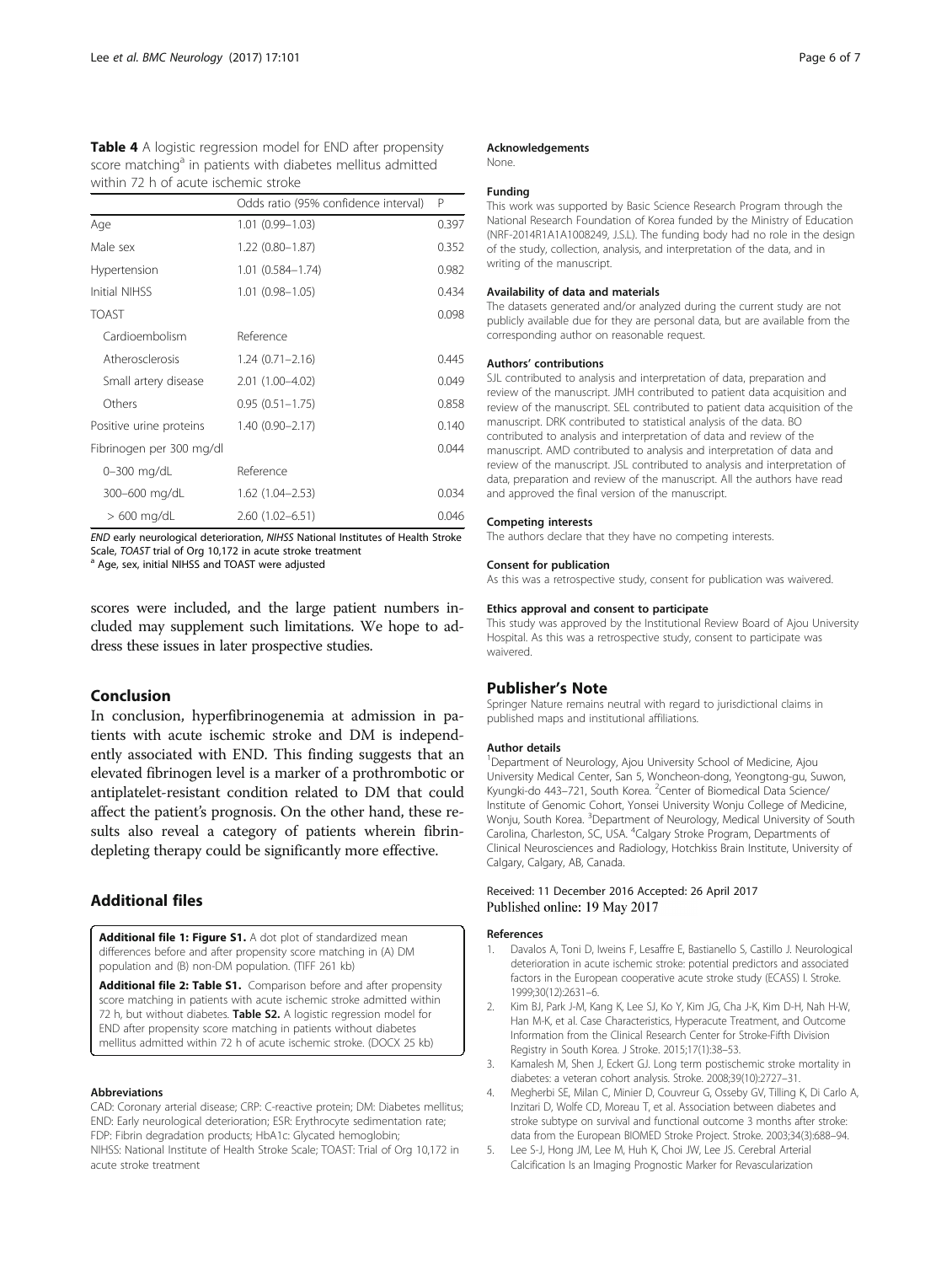**Table 4** A logistic regression model for END after propensity score matching[a] in patients with diabetes mellitus admitted within 72 h of acute ischemic stroke

| | Odds ratio (95% confidence interval) | P |
|---|---|---|
| Age | 1.01 (0.99–1.03) | 0.397 |
| Male sex | 1.22 (0.80–1.87) | 0.352 |
| Hypertension | 1.01 (0.584–1.74) | 0.982 |
| Initial NIHSS | 1.01 (0.98–1.05) | 0.434 |
| TOAST | | 0.098 |
| Cardioembolism | Reference | |
| Atherosclerosis | 1.24 (0.71–2.16) | 0.445 |
| Small artery disease | 2.01 (1.00–4.02) | 0.049 |
| Others | 0.95 (0.51–1.75) | 0.858 |
| Positive urine proteins | 1.40 (0.90–2.17) | 0.140 |
| Fibrinogen per 300 mg/dl | | 0.044 |
| 0–300 mg/dL | Reference | |
| 300–600 mg/dL | 1.62 (1.04–2.53) | 0.034 |
| > 600 mg/dL | 2.60 (1.02–6.51) | 0.046 |

*END* early neurological deterioration, *NIHSS* National Institutes of Health Stroke Scale, *TOAST* trial of Org 10,172 in acute stroke treatment
[a] Age, sex, initial NIHSS and TOAST were adjusted

scores were included, and the large patient numbers included may supplement such limitations. We hope to address these issues in later prospective studies.

## Conclusion

In conclusion, hyperfibrinogenemia at admission in patients with acute ischemic stroke and DM is independently associated with END. This finding suggests that an elevated fibrinogen level is a marker of a prothrombotic or antiplatelet-resistant condition related to DM that could affect the patient's prognosis. On the other hand, these results also reveal a category of patients wherein fibrin-depleting therapy could be significantly more effective.

## Additional files

**Additional file 1: Figure S1.** A dot plot of standardized mean differences before and after propensity score matching in (A) DM population and (B) non-DM population. (TIFF 261 kb)

**Additional file 2: Table S1.** Comparison before and after propensity score matching in patients with acute ischemic stroke admitted within 72 h, but without diabetes. **Table S2.** A logistic regression model for END after propensity score matching in patients without diabetes mellitus admitted within 72 h of acute ischemic stroke. (DOCX 25 kb)

#### Abbreviations

CAD: Coronary arterial disease; CRP: C-reactive protein; DM: Diabetes mellitus; END: Early neurological deterioration; ESR: Erythrocyte sedimentation rate; FDP: Fibrin degradation products; HbA1c: Glycated hemoglobin; NIHSS: National Institute of Health Stroke Scale; TOAST: Trial of Org 10,172 in acute stroke treatment

#### Acknowledgements

None.

#### Funding

This work was supported by Basic Science Research Program through the National Research Foundation of Korea funded by the Ministry of Education (NRF-2014R1A1A1008249, J.S.L.). The funding body had no role in the design of the study, collection, analysis, and interpretation of the data, and in writing of the manuscript.

#### Availability of data and materials

The datasets generated and/or analyzed during the current study are not publicly available due for they are personal data, but are available from the corresponding author on reasonable request.

#### Authors' contributions

SJL contributed to analysis and interpretation of data, preparation and review of the manuscript. JMH contributed to patient data acquisition and review of the manuscript. SEL contributed to patient data acquisition of the manuscript. DRK contributed to statistical analysis of the data. BO contributed to analysis and interpretation of data and review of the manuscript. AMD contributed to analysis and interpretation of data and review of the manuscript. JSL contributed to analysis and interpretation of data, preparation and review of the manuscript. All the authors have read and approved the final version of the manuscript.

#### Competing interests

The authors declare that they have no competing interests.

#### Consent for publication

As this was a retrospective study, consent for publication was waivered.

#### Ethics approval and consent to participate

This study was approved by the Institutional Review Board of Ajou University Hospital. As this was a retrospective study, consent to participate was waivered.

## Publisher's Note

Springer Nature remains neutral with regard to jurisdictional claims in published maps and institutional affiliations.

#### Author details

[1]Department of Neurology, Ajou University School of Medicine, Ajou University Medical Center, San 5, Woncheon-dong, Yeongtong-gu, Suwon, Kyungki-do 443–721, South Korea. [2]Center of Biomedical Data Science/ Institute of Genomic Cohort, Yonsei University Wonju College of Medicine, Wonju, South Korea. [3]Department of Neurology, Medical University of South Carolina, Charleston, SC, USA. [4]Calgary Stroke Program, Departments of Clinical Neurosciences and Radiology, Hotchkiss Brain Institute, University of Calgary, Calgary, AB, Canada.

Received: 11 December 2016 Accepted: 26 April 2017
Published online: 19 May 2017

#### References

1. Davalos A, Toni D, Iweins F, Lesaffre E, Bastianello S, Castillo J. Neurological deterioration in acute ischemic stroke: potential predictors and associated factors in the European cooperative acute stroke study (ECASS) I. Stroke. 1999;30(12):2631–6.
2. Kim BJ, Park J-M, Kang K, Lee SJ, Ko Y, Kim JG, Cha J-K, Kim D-H, Nah H-W, Han M-K, et al. Case Characteristics, Hyperacute Treatment, and Outcome Information from the Clinical Research Center for Stroke-Fifth Division Registry in South Korea. J Stroke. 2015;17(1):38–53.
3. Kamalesh M, Shen J, Eckert GJ. Long term postischemic stroke mortality in diabetes: a veteran cohort analysis. Stroke. 2008;39(10):2727–31.
4. Megherbi SE, Milan C, Minier D, Couvreur G, Osseby GV, Tilling K, Di Carlo A, Inzitari D, Wolfe CD, Moreau T, et al. Association between diabetes and stroke subtype on survival and functional outcome 3 months after stroke: data from the European BIOMED Stroke Project. Stroke. 2003;34(3):688–94.
5. Lee S-J, Hong JM, Lee M, Huh K, Choi JW, Lee JS. Cerebral Arterial Calcification Is an Imaging Prognostic Marker for Revascularization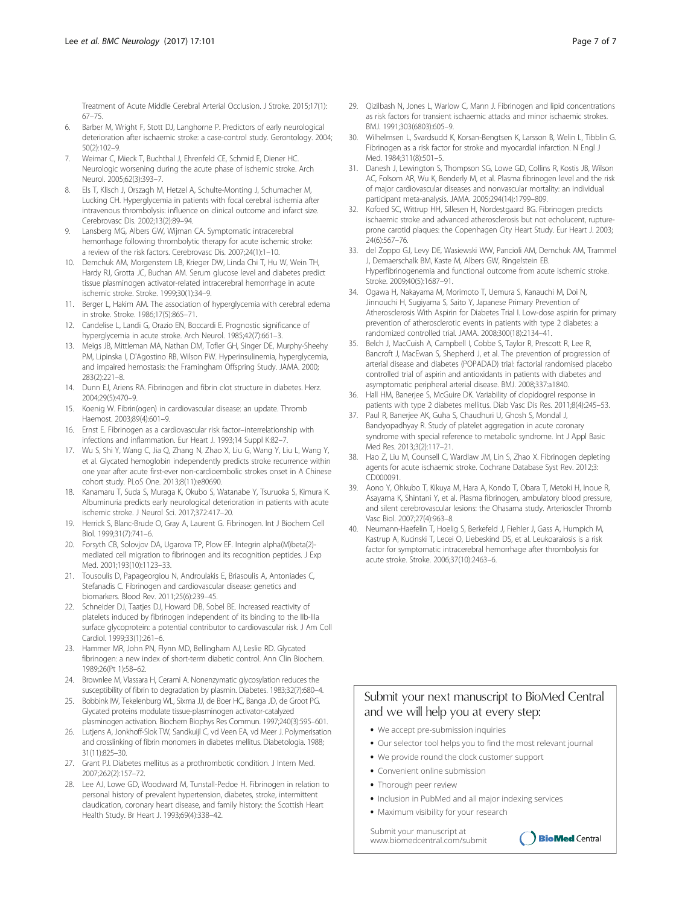Treatment of Acute Middle Cerebral Arterial Occlusion. J Stroke. 2015;17(1): 67–75.

6. Barber M, Wright F, Stott DJ, Langhorne P. Predictors of early neurological deterioration after ischaemic stroke: a case-control study. Gerontology. 2004; 50(2):102–9.
7. Weimar C, Mieck T, Buchthal J, Ehrenfeld CE, Schmid E, Diener HC. Neurologic worsening during the acute phase of ischemic stroke. Arch Neurol. 2005;62(3):393–7.
8. Els T, Klisch J, Orszagh M, Hetzel A, Schulte-Monting J, Schumacher M, Lucking CH. Hyperglycemia in patients with focal cerebral ischemia after intravenous thrombolysis: influence on clinical outcome and infarct size. Cerebrovasc Dis. 2002;13(2):89–94.
9. Lansberg MG, Albers GW, Wijman CA. Symptomatic intracerebral hemorrhage following thrombolytic therapy for acute ischemic stroke: a review of the risk factors. Cerebrovasc Dis. 2007;24(1):1–10.
10. Demchuk AM, Morgenstern LB, Krieger DW, Linda Chi T, Hu W, Wein TH, Hardy RJ, Grotta JC, Buchan AM. Serum glucose level and diabetes predict tissue plasminogen activator-related intracerebral hemorrhage in acute ischemic stroke. Stroke. 1999;30(1):34–9.
11. Berger L, Hakim AM. The association of hyperglycemia with cerebral edema in stroke. Stroke. 1986;17(5):865–71.
12. Candelise L, Landi G, Orazio EN, Boccardi E. Prognostic significance of hyperglycemia in acute stroke. Arch Neurol. 1985;42(7):661–3.
13. Meigs JB, Mittleman MA, Nathan DM, Tofler GH, Singer DE, Murphy-Sheehy PM, Lipinska I, D'Agostino RB, Wilson PW. Hyperinsulinemia, hyperglycemia, and impaired hemostasis: the Framingham Offspring Study. JAMA. 2000; 283(2):221–8.
14. Dunn EJ, Ariens RA. Fibrinogen and fibrin clot structure in diabetes. Herz. 2004;29(5):470–9.
15. Koenig W. Fibrin(ogen) in cardiovascular disease: an update. Thromb Haemost. 2003;89(4):601–9.
16. Ernst E. Fibrinogen as a cardiovascular risk factor–interrelationship with infections and inflammation. Eur Heart J. 1993;14 Suppl K:82–7.
17. Wu S, Shi Y, Wang C, Jia Q, Zhang N, Zhao X, Liu G, Wang Y, Liu L, Wang Y, et al. Glycated hemoglobin independently predicts stroke recurrence within one year after acute first-ever non-cardioembolic strokes onset in A Chinese cohort study. PLoS One. 2013;8(11):e80690.
18. Kanamaru T, Suda S, Muraga K, Okubo S, Watanabe Y, Tsuruoka S, Kimura K. Albuminuria predicts early neurological deterioration in patients with acute ischemic stroke. J Neurol Sci. 2017;372:417–20.
19. Herrick S, Blanc-Brude O, Gray A, Laurent G. Fibrinogen. Int J Biochem Cell Biol. 1999;31(7):741–6.
20. Forsyth CB, Solovjov DA, Ugarova TP, Plow EF. Integrin alpha(M)beta(2)-mediated cell migration to fibrinogen and its recognition peptides. J Exp Med. 2001;193(10):1123–33.
21. Tousoulis D, Papageorgiou N, Androulakis E, Briasoulis A, Antoniades C, Stefanadis C. Fibrinogen and cardiovascular disease: genetics and biomarkers. Blood Rev. 2011;25(6):239–45.
22. Schneider DJ, Taatjes DJ, Howard DB, Sobel BE. Increased reactivity of platelets induced by fibrinogen independent of its binding to the IIb-IIIa surface glycoprotein: a potential contributor to cardiovascular risk. J Am Coll Cardiol. 1999;33(1):261–6.
23. Hammer MR, John PN, Flynn MD, Bellingham AJ, Leslie RD. Glycated fibrinogen: a new index of short-term diabetic control. Ann Clin Biochem. 1989;26(Pt 1):58–62.
24. Brownlee M, Vlassara H, Cerami A. Nonenzymatic glycosylation reduces the susceptibility of fibrin to degradation by plasmin. Diabetes. 1983;32(7):680–4.
25. Bobbink IW, Tekelenburg WL, Sixma JJ, de Boer HC, Banga JD, de Groot PG. Glycated proteins modulate tissue-plasminogen activator-catalyzed plasminogen activation. Biochem Biophys Res Commun. 1997;240(3):595–601.
26. Lutjens A, Jonkhoff-Slok TW, Sandkuijl C, vd Veen EA, vd Meer J. Polymerisation and crosslinking of fibrin monomers in diabetes mellitus. Diabetologia. 1988; 31(11):825–30.
27. Grant PJ. Diabetes mellitus as a prothrombotic condition. J Intern Med. 2007;262(2):157–72.
28. Lee AJ, Lowe GD, Woodward M, Tunstall-Pedoe H. Fibrinogen in relation to personal history of prevalent hypertension, diabetes, stroke, intermittent claudication, coronary heart disease, and family history: the Scottish Heart Health Study. Br Heart J. 1993;69(4):338–42.
29. Qizilbash N, Jones L, Warlow C, Mann J. Fibrinogen and lipid concentrations as risk factors for transient ischaemic attacks and minor ischaemic strokes. BMJ. 1991;303(6803):605–9.
30. Wilhelmsen L, Svardsudd K, Korsan-Bengtsen K, Larsson B, Welin L, Tibblin G. Fibrinogen as a risk factor for stroke and myocardial infarction. N Engl J Med. 1984;311(8):501–5.
31. Danesh J, Lewington S, Thompson SG, Lowe GD, Collins R, Kostis JB, Wilson AC, Folsom AR, Wu K, Benderly M, et al. Plasma fibrinogen level and the risk of major cardiovascular diseases and nonvascular mortality: an individual participant meta-analysis. JAMA. 2005;294(14):1799–809.
32. Kofoed SC, Wittrup HH, Sillesen H, Nordestgaard BG. Fibrinogen predicts ischaemic stroke and advanced atherosclerosis but not echolucent, rupture-prone carotid plaques: the Copenhagen City Heart Study. Eur Heart J. 2003; 24(6):567–76.
33. del Zoppo GJ, Levy DE, Wasiewski WW, Pancioli AM, Demchuk AM, Trammel J, Demaerschalk BM, Kaste M, Albers GW, Ringelstein EB. Hyperfibrinogenemia and functional outcome from acute ischemic stroke. Stroke. 2009;40(5):1687–91.
34. Ogawa H, Nakayama M, Morimoto T, Uemura S, Kanauchi M, Doi N, Jinnouchi H, Sugiyama S, Saito Y, Japanese Primary Prevention of Atherosclerosis With Aspirin for Diabetes Trial I. Low-dose aspirin for primary prevention of atherosclerotic events in patients with type 2 diabetes: a randomized controlled trial. JAMA. 2008;300(18):2134–41.
35. Belch J, MacCuish A, Campbell I, Cobbe S, Taylor R, Prescott R, Lee R, Bancroft J, MacEwan S, Shepherd J, et al. The prevention of progression of arterial disease and diabetes (POPADAD) trial: factorial randomised placebo controlled trial of aspirin and antioxidants in patients with diabetes and asymptomatic peripheral arterial disease. BMJ. 2008;337:a1840.
36. Hall HM, Banerjee S, McGuire DK. Variability of clopidogrel response in patients with type 2 diabetes mellitus. Diab Vasc Dis Res. 2011;8(4):245–53.
37. Paul R, Banerjee AK, Guha S, Chaudhuri U, Ghosh S, Mondal J, Bandyopadhyay R. Study of platelet aggregation in acute coronary syndrome with special reference to metabolic syndrome. Int J Appl Basic Med Res. 2013;3(2):117–21.
38. Hao Z, Liu M, Counsell C, Wardlaw JM, Lin S, Zhao X. Fibrinogen depleting agents for acute ischaemic stroke. Cochrane Database Syst Rev. 2012;3: CD000091.
39. Aono Y, Ohkubo T, Kikuya M, Hara A, Kondo T, Obara T, Metoki H, Inoue R, Asayama K, Shintani Y, et al. Plasma fibrinogen, ambulatory blood pressure, and silent cerebrovascular lesions: the Ohasama study. Arterioscler Thromb Vasc Biol. 2007;27(4):963–8.
40. Neumann-Haefelin T, Hoelig S, Berkefeld J, Fiehler J, Gass A, Humpich M, Kastrup A, Kucinski T, Lecei O, Liebeskind DS, et al. Leukoaraiosis is a risk factor for symptomatic intracerebral hemorrhage after thrombolysis for acute stroke. Stroke. 2006;37(10):2463–6.